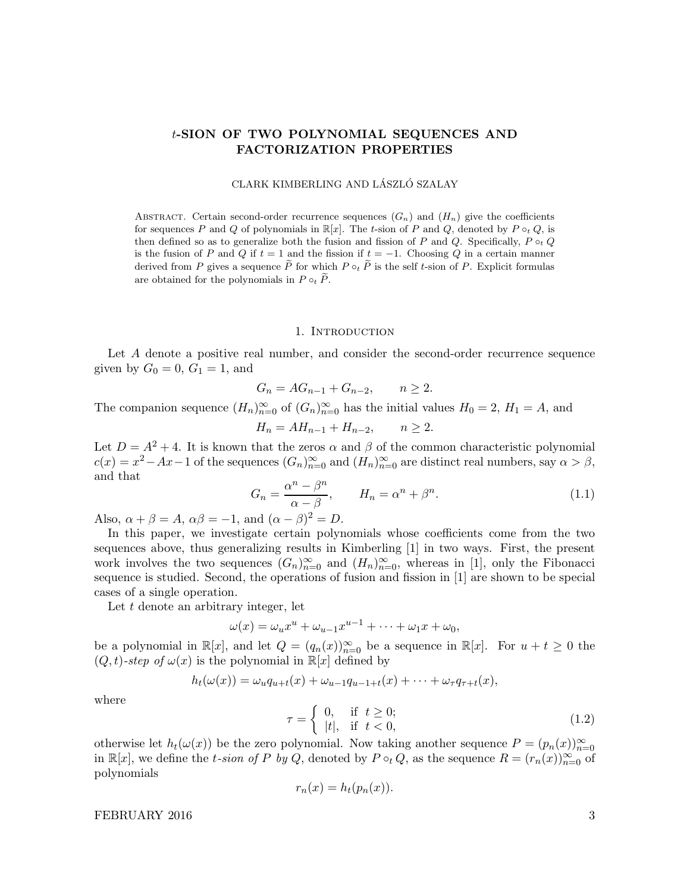# $t$-SION OF TWO POLYNOMIAL SEQUENCES AND FACTORIZATION PROPERTIES

CLARK KIMBERLING AND LÁSZLÓ SZALAY

Abstract. Certain second-order recurrence sequences $(G_n)$ and $(H_n)$ give the coefficients for sequences $P$ and $Q$ of polynomials in $\mathbb{R}[x]$. The $t$-sion of $P$ and $Q$, denoted by $P \circ_t Q$, is then defined so as to generalize both the fusion and fission of $P$ and $Q$. Specifically, $P \circ_t Q$ is the fusion of $P$ and $Q$ if $t = 1$ and the fission if $t = -1$. Choosing $Q$ in a certain manner derived from $P$ gives a sequence $\widetilde{P}$ for which $P \circ_t \widetilde{P}$ is the self $t$-sion of $P$. Explicit formulas are obtained for the polynomials in $P \circ_t \widetilde{P}$.

## 1. Introduction

Let $A$ denote a positive real number, and consider the second-order recurrence sequence given by $G_0 = 0$, $G_1 = 1$, and

$$G_n = AG_{n-1} + G_{n-2}, \qquad n \geq 2.$$

The companion sequence $(H_n)_{n=0}^{\infty}$ of $(G_n)_{n=0}^{\infty}$ has the initial values $H_0 = 2$, $H_1 = A$, and

$$H_n = AH_{n-1} + H_{n-2}, \qquad n \geq 2.$$

Let $D = A^2 + 4$. It is known that the zeros $\alpha$ and $\beta$ of the common characteristic polynomial $c(x) = x^2 - Ax - 1$ of the sequences $(G_n)_{n=0}^{\infty}$ and $(H_n)_{n=0}^{\infty}$ are distinct real numbers, say $\alpha > \beta$, and that

$$G_n = \frac{\alpha^n - \beta^n}{\alpha - \beta}, \qquad H_n = \alpha^n + \beta^n. \tag{1.1}$$

Also, $\alpha + \beta = A$, $\alpha\beta = -1$, and $(\alpha - \beta)^2 = D$.

In this paper, we investigate certain polynomials whose coefficients come from the two sequences above, thus generalizing results in Kimberling [1] in two ways. First, the present work involves the two sequences $(G_n)_{n=0}^{\infty}$ and $(H_n)_{n=0}^{\infty}$, whereas in [1], only the Fibonacci sequence is studied. Second, the operations of fusion and fission in [1] are shown to be special cases of a single operation.

Let $t$ denote an arbitrary integer, let

$$\omega(x) = \omega_u x^u + \omega_{u-1} x^{u-1} + \cdots + \omega_1 x + \omega_0,$$

be a polynomial in $\mathbb{R}[x]$, and let $Q = (q_n(x))_{n=0}^{\infty}$ be a sequence in $\mathbb{R}[x]$. For $u + t \geq 0$ the *$(Q, t)$-step of $\omega(x)$* is the polynomial in $\mathbb{R}[x]$ defined by

$$h_t(\omega(x)) = \omega_u q_{u+t}(x) + \omega_{u-1} q_{u-1+t}(x) + \cdots + \omega_\tau q_{\tau+t}(x),$$

where

$$\tau = \begin{cases} 0, & \text{if } t \geq 0; \\ |t|, & \text{if } t < 0, \end{cases} \tag{1.2}$$

otherwise let $h_t(\omega(x))$ be the zero polynomial. Now taking another sequence $P = (p_n(x))_{n=0}^{\infty}$ in $\mathbb{R}[x]$, we define the *$t$-sion of $P$ by $Q$*, denoted by $P \circ_t Q$, as the sequence $R = (r_n(x))_{n=0}^{\infty}$ of polynomials

$$r_n(x) = h_t(p_n(x)).$$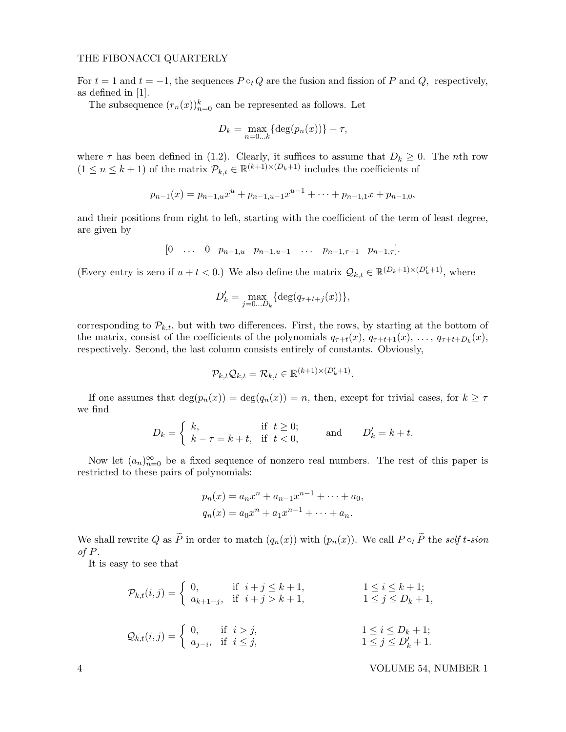For $t = 1$ and $t = -1$, the sequences $P \circ_t Q$ are the fusion and fission of $P$ and $Q$, respectively, as defined in [1].

The subsequence $(r_n(x))_{n=0}^{k}$ can be represented as follows. Let

$$D_k = \max_{n=0\ldots k} \{\deg(p_n(x))\} - \tau,$$

where $\tau$ has been defined in (1.2). Clearly, it suffices to assume that $D_k \geq 0$. The $n$th row ($1 \leq n \leq k+1$) of the matrix $\mathcal{P}_{k,t} \in \mathbb{R}^{(k+1)\times(D_k+1)}$ includes the coefficients of

$$p_{n-1}(x) = p_{n-1,u}x^u + p_{n-1,u-1}x^{u-1} + \cdots + p_{n-1,1}x + p_{n-1,0},$$

and their positions from right to left, starting with the coefficient of the term of least degree, are given by

$$[0 \quad \ldots \quad 0 \quad p_{n-1,u} \quad p_{n-1,u-1} \quad \ldots \quad p_{n-1,\tau+1} \quad p_{n-1,\tau}].$$

(Every entry is zero if $u + t < 0$.) We also define the matrix $\mathcal{Q}_{k,t} \in \mathbb{R}^{(D_k+1)\times(D'_k+1)}$, where

$$D'_k = \max_{j=0\ldots D_k} \{\deg(q_{\tau+t+j}(x))\},$$

corresponding to $\mathcal{P}_{k,t}$, but with two differences. First, the rows, by starting at the bottom of the matrix, consist of the coefficients of the polynomials $q_{\tau+t}(x)$, $q_{\tau+t+1}(x)$, $\ldots$, $q_{\tau+t+D_k}(x)$, respectively. Second, the last column consists entirely of constants. Obviously,

$$\mathcal{P}_{k,t}\mathcal{Q}_{k,t} = \mathcal{R}_{k,t} \in \mathbb{R}^{(k+1)\times(D'_k+1)}.$$

If one assumes that $\deg(p_n(x)) = \deg(q_n(x)) = n$, then, except for trivial cases, for $k \geq \tau$ we find

$$D_k = \begin{cases} k, & \text{if } t \geq 0; \\ k - \tau = k + t, & \text{if } t < 0, \end{cases} \qquad \text{and} \qquad D'_k = k + t.$$

Now let $(a_n)_{n=0}^{\infty}$ be a fixed sequence of nonzero real numbers. The rest of this paper is restricted to these pairs of polynomials:

$$\begin{aligned} p_n(x) &= a_n x^n + a_{n-1}x^{n-1} + \cdots + a_0, \\ q_n(x) &= a_0 x^n + a_1 x^{n-1} + \cdots + a_n. \end{aligned}$$

We shall rewrite $Q$ as $\widetilde{P}$ in order to match $(q_n(x))$ with $(p_n(x))$. We call $P \circ_t \widetilde{P}$ the *self t-sion of P*.

It is easy to see that

$$\mathcal{P}_{k,t}(i,j) = \begin{cases} 0, & \text{if } i + j \leq k+1, \\ a_{k+1-j}, & \text{if } i + j > k+1, \end{cases} \qquad \begin{array}{l} 1 \leq i \leq k+1; \\ 1 \leq j \leq D_k + 1, \end{array}$$

$$\mathcal{Q}_{k,t}(i,j) = \begin{cases} 0, & \text{if } i > j, \\ a_{j-i}, & \text{if } i \leq j, \end{cases} \qquad \begin{array}{l} 1 \leq i \leq D_k + 1; \\ 1 \leq j \leq D'_k + 1. \end{array}$$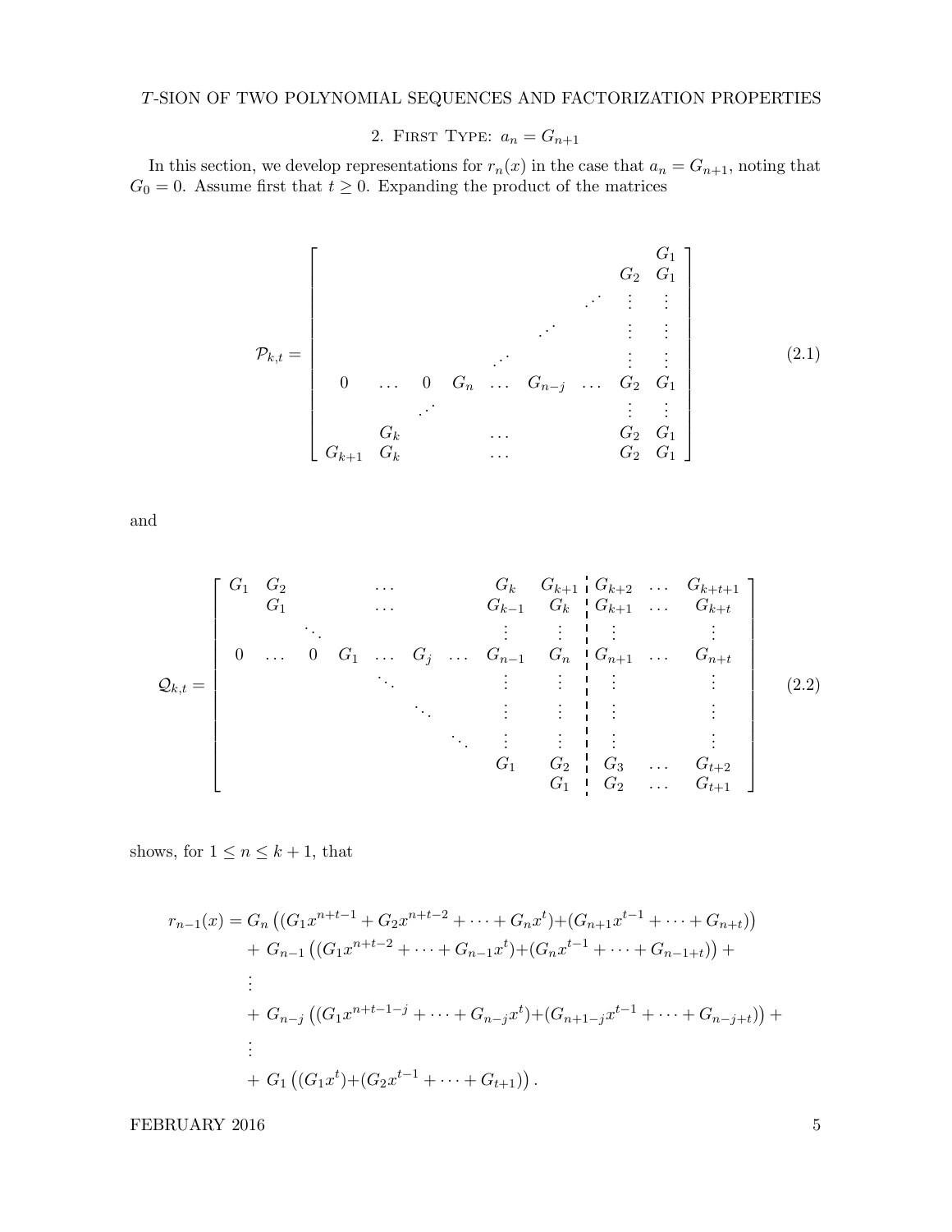## 2. First Type: $a_n = G_{n+1}$

In this section, we develop representations for $r_n(x)$ in the case that $a_n = G_{n+1}$, noting that $G_0 = 0$. Assume first that $t \geq 0$. Expanding the product of the matrices

$$
\mathcal{P}_{k,t} = \begin{bmatrix}
 & & & & & & & & G_1 \\
 & & & & & & & G_2 & G_1 \\
 & & & & & & \iddots & \vdots & \vdots \\
 & & & & & \iddots & & \vdots & \vdots \\
 & & & & \iddots & & & \vdots & \vdots \\
0 & \dots & 0 & G_n & \dots & G_{n-j} & \dots & G_2 & G_1 \\
 & & \iddots & & & & & \vdots & \vdots \\
 & G_k & & & \dots & & & G_2 & G_1 \\
G_{k+1} & G_k & & & \dots & & & G_2 & G_1
\end{bmatrix} \tag{2.1}
$$

and

$$
\mathcal{Q}_{k,t} = \left[\begin{array}{ccccccccc:ccc}
G_1 & G_2 & & & \dots & & & G_k & G_{k+1} & G_{k+2} & \dots & G_{k+t+1} \\
 & G_1 & & & \dots & & & G_{k-1} & G_k & G_{k+1} & \dots & G_{k+t} \\
 & & \ddots & & & & & \vdots & \vdots & \vdots & & \vdots \\
0 & \dots & 0 & G_1 & \dots & G_j & \dots & G_{n-1} & G_n & G_{n+1} & \dots & G_{n+t} \\
 & & & & \ddots & & & \vdots & \vdots & \vdots & & \vdots \\
 & & & & & \ddots & & \vdots & \vdots & \vdots & & \vdots \\
 & & & & & & \ddots & \vdots & \vdots & \vdots & & \vdots \\
 & & & & & & & G_1 & G_2 & G_3 & \dots & G_{t+2} \\
 & & & & & & & & G_1 & G_2 & \dots & G_{t+1}
\end{array}\right] \tag{2.2}
$$

shows, for $1 \leq n \leq k+1$, that

$$
\begin{aligned}
r_{n-1}(x) = &\ G_n \left((G_1 x^{n+t-1} + G_2 x^{n+t-2} + \dots + G_n x^t) + (G_{n+1} x^{t-1} + \dots + G_{n+t})\right) \\
&+ G_{n-1} \left((G_1 x^{n+t-2} + \dots + G_{n-1} x^t) + (G_n x^{t-1} + \dots + G_{n-1+t})\right) + \\
&\vdots \\
&+ G_{n-j} \left((G_1 x^{n+t-1-j} + \dots + G_{n-j} x^t) + (G_{n+1-j} x^{t-1} + \dots + G_{n-j+t})\right) + \\
&\vdots \\
&+ G_1 \left((G_1 x^t) + (G_2 x^{t-1} + \dots + G_{t+1})\right).
\end{aligned}
$$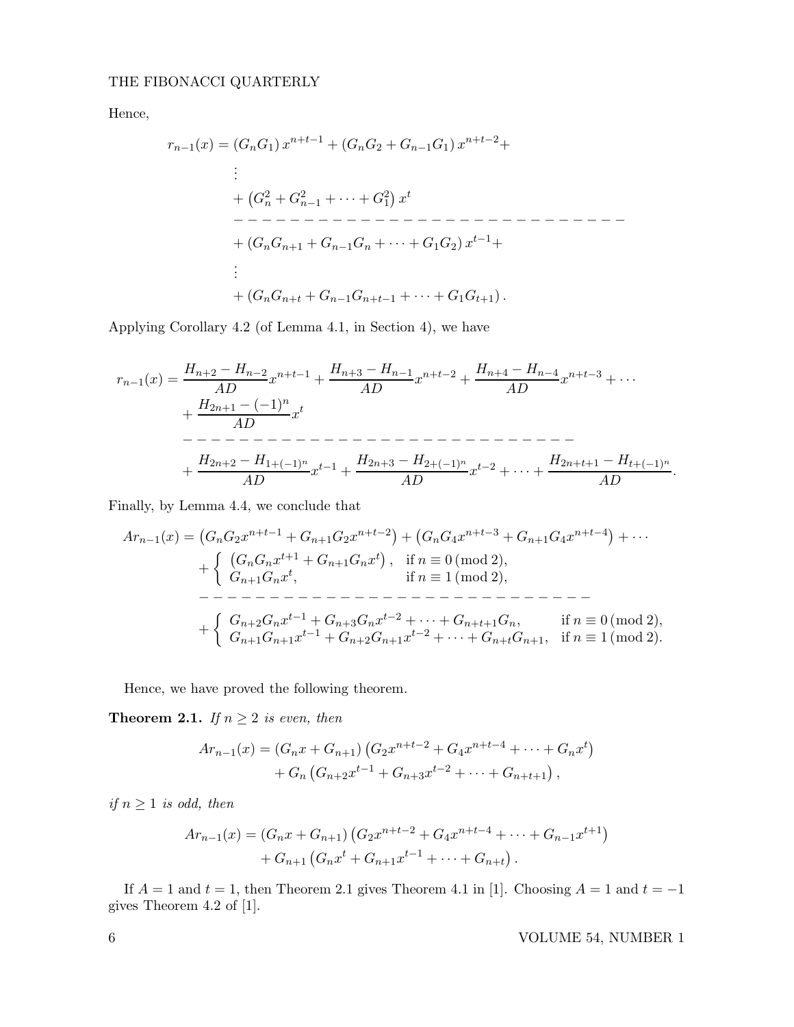Hence,

$$
\begin{aligned}
r_{n-1}(x) = & \left(G_n G_1\right) x^{n+t-1} + \left(G_n G_2 + G_{n-1} G_1\right) x^{n+t-2} + \\
& \vdots \\
& + \left(G_n^2 + G_{n-1}^2 + \cdots + G_1^2\right) x^t \\
& - - - - - - - - - - - - - - - - - - - - - - - - - - - - \\
& + \left(G_n G_{n+1} + G_{n-1} G_n + \cdots + G_1 G_2\right) x^{t-1} + \\
& \vdots \\
& + \left(G_n G_{n+t} + G_{n-1} G_{n+t-1} + \cdots + G_1 G_{t+1}\right).
\end{aligned}
$$

Applying Corollary 4.2 (of Lemma 4.1, in Section 4), we have

$$
\begin{aligned}
r_{n-1}(x) = & \frac{H_{n+2} - H_{n-2}}{AD} x^{n+t-1} + \frac{H_{n+3} - H_{n-1}}{AD} x^{n+t-2} + \frac{H_{n+4} - H_{n-4}}{AD} x^{n+t-3} + \cdots \\
& + \frac{H_{2n+1} - (-1)^n}{AD} x^t \\
& - - - - - - - - - - - - - - - - - - - - - - - - - - - - \\
& + \frac{H_{2n+2} - H_{1+(-1)^n}}{AD} x^{t-1} + \frac{H_{2n+3} - H_{2+(-1)^n}}{AD} x^{t-2} + \cdots + \frac{H_{2n+t+1} - H_{t+(-1)^n}}{AD}.
\end{aligned}
$$

Finally, by Lemma 4.4, we conclude that

$$
\begin{aligned}
A r_{n-1}(x) = & \left(G_n G_2 x^{n+t-1} + G_{n+1} G_2 x^{n+t-2}\right) + \left(G_n G_4 x^{n+t-3} + G_{n+1} G_4 x^{n+t-4}\right) + \cdots \\
& + \begin{cases} \left(G_n G_n x^{t+1} + G_{n+1} G_n x^t\right), & \text{if } n \equiv 0 \pmod 2, \\ G_{n+1} G_n x^t, & \text{if } n \equiv 1 \pmod 2, \end{cases} \\
& - - - - - - - - - - - - - - - - - - - - - - - - - - \\
& + \begin{cases} G_{n+2} G_n x^{t-1} + G_{n+3} G_n x^{t-2} + \cdots + G_{n+t+1} G_n, & \text{if } n \equiv 0 \pmod 2, \\ G_{n+1} G_{n+1} x^{t-1} + G_{n+2} G_{n+1} x^{t-2} + \cdots + G_{n+t} G_{n+1}, & \text{if } n \equiv 1 \pmod 2. \end{cases}
\end{aligned}
$$

Hence, we have proved the following theorem.

**Theorem 2.1.** *If $n \geq 2$ is even, then*

$$
\begin{aligned}
A r_{n-1}(x) = & \left(G_n x + G_{n+1}\right)\left(G_2 x^{n+t-2} + G_4 x^{n+t-4} + \cdots + G_n x^t\right) \\
& + G_n \left(G_{n+2} x^{t-1} + G_{n+3} x^{t-2} + \cdots + G_{n+t+1}\right),
\end{aligned}
$$

*if $n \geq 1$ is odd, then*

$$
\begin{aligned}
A r_{n-1}(x) = & \left(G_n x + G_{n+1}\right)\left(G_2 x^{n+t-2} + G_4 x^{n+t-4} + \cdots + G_{n-1} x^{t+1}\right) \\
& + G_{n+1} \left(G_n x^t + G_{n+1} x^{t-1} + \cdots + G_{n+t}\right).
\end{aligned}
$$

If $A = 1$ and $t = 1$, then Theorem 2.1 gives Theorem 4.1 in [1]. Choosing $A = 1$ and $t = -1$ gives Theorem 4.2 of [1].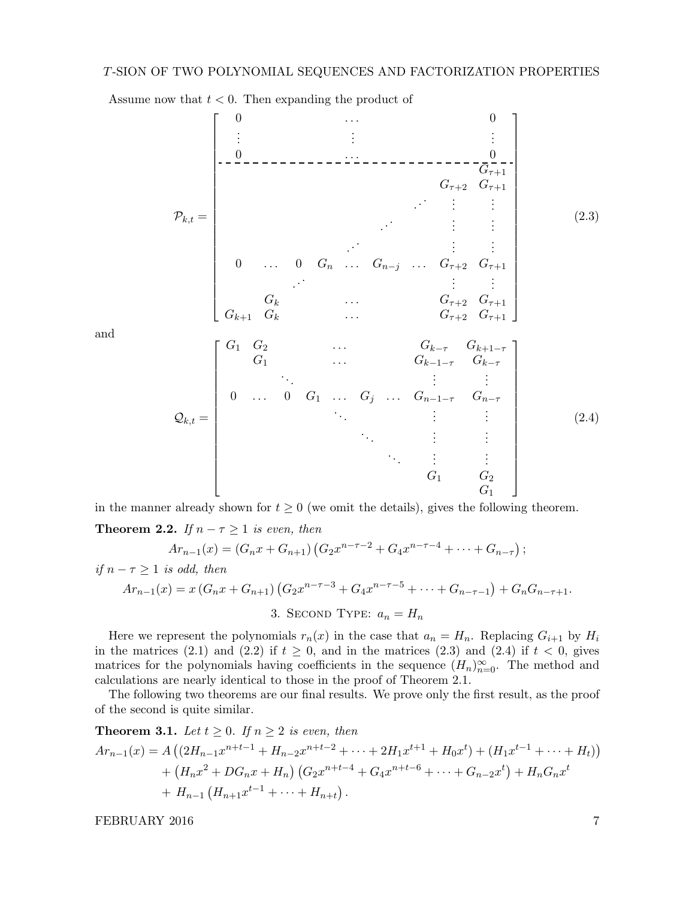Assume now that $t < 0$. Then expanding the product of

$$\mathcal{P}_{k,t} = \left[\begin{array}{ccccccccc}
0 & & & & \cdots & & & & 0 \\
\vdots & & & & \vdots & & & & \vdots \\
0 & & & & \cdots & & & & 0 \\
\hdashline
 & & & & & & & & G_{\tau+1} \\
 & & & & & & & G_{\tau+2} & G_{\tau+1} \\
 & & & & & & \iddots & \vdots & \vdots \\
 & & & & & \iddots & & \vdots & \vdots \\
 & & & & \iddots & & & \vdots & \vdots \\
0 & \cdots & 0 & G_n & \cdots & G_{n-j} & \cdots & G_{\tau+2} & G_{\tau+1} \\
 & & \iddots & & & & & \vdots & \vdots \\
 & G_k & & & \cdots & & & G_{\tau+2} & G_{\tau+1} \\
G_{k+1} & G_k & & & \cdots & & & G_{\tau+2} & G_{\tau+1}
\end{array}\right] \tag{2.3}$$

and

$$\mathcal{Q}_{k,t} = \left[\begin{array}{ccccccccc}
G_1 & G_2 & & & \cdots & & & G_{k-\tau} & G_{k+1-\tau} \\
 & G_1 & & & \cdots & & & G_{k-1-\tau} & G_{k-\tau} \\
 & & \ddots & & & & & \vdots & \vdots \\
0 & \cdots & 0 & G_1 & \cdots & G_j & \cdots & G_{n-1-\tau} & G_{n-\tau} \\
 & & & & \ddots & & & \vdots & \vdots \\
 & & & & & \ddots & & \vdots & \vdots \\
 & & & & & & \ddots & \vdots & \vdots \\
 & & & & & & & G_1 & G_2 \\
 & & & & & & & & G_1
\end{array}\right] \tag{2.4}$$

in the manner already shown for $t \geq 0$ (we omit the details), gives the following theorem.

**Theorem 2.2.** *If $n - \tau \geq 1$ is even, then*

$$Ar_{n-1}(x) = (G_n x + G_{n+1})\left(G_2 x^{n-\tau-2} + G_4 x^{n-\tau-4} + \cdots + G_{n-\tau}\right);$$

*if $n - \tau \geq 1$ is odd, then*

$$Ar_{n-1}(x) = x\,(G_n x + G_{n+1})\left(G_2 x^{n-\tau-3} + G_4 x^{n-\tau-5} + \cdots + G_{n-\tau-1}\right) + G_n G_{n-\tau+1}.$$

## 3. Second Type: $a_n = H_n$

Here we represent the polynomials $r_n(x)$ in the case that $a_n = H_n$. Replacing $G_{i+1}$ by $H_i$ in the matrices (2.1) and (2.2) if $t \geq 0$, and in the matrices (2.3) and (2.4) if $t < 0$, gives matrices for the polynomials having coefficients in the sequence $(H_n)_{n=0}^{\infty}$. The method and calculations are nearly identical to those in the proof of Theorem 2.1.

The following two theorems are our final results. We prove only the first result, as the proof of the second is quite similar.

**Theorem 3.1.** *Let $t \geq 0$. If $n \geq 2$ is even, then*

$$\begin{aligned}
Ar_{n-1}(x) = {} & A\left((2H_{n-1}x^{n+t-1} + H_{n-2}x^{n+t-2} + \cdots + 2H_1 x^{t+1} + H_0 x^t) + (H_1 x^{t-1} + \cdots + H_t)\right) \\
& + \left(H_n x^2 + DG_n x + H_n\right)\left(G_2 x^{n+t-4} + G_4 x^{n+t-6} + \cdots + G_{n-2}x^t\right) + H_n G_n x^t \\
& + \, H_{n-1}\left(H_{n+1}x^{t-1} + \cdots + H_{n+t}\right).
\end{aligned}$$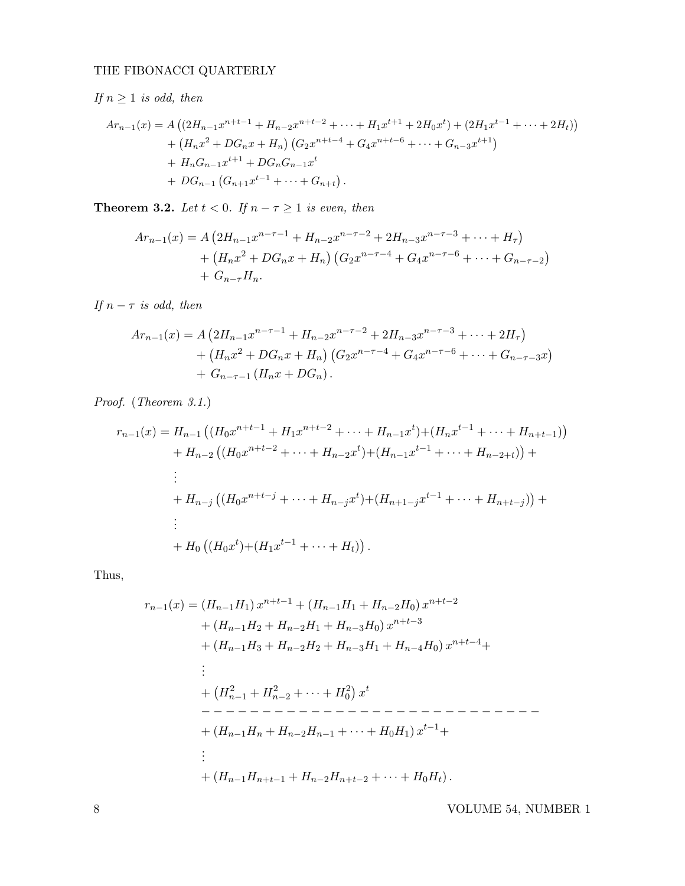*If $n \geq 1$ is odd, then*

$$
\begin{aligned}
Ar_{n-1}(x) &= A\left((2H_{n-1}x^{n+t-1} + H_{n-2}x^{n+t-2} + \cdots + H_1x^{t+1} + 2H_0x^t) + (2H_1x^{t-1} + \cdots + 2H_t)\right) \\
&+ \left(H_nx^2 + DG_nx + H_n\right)\left(G_2x^{n+t-4} + G_4x^{n+t-6} + \cdots + G_{n-3}x^{t+1}\right) \\
&+ H_nG_{n-1}x^{t+1} + DG_nG_{n-1}x^t \\
&+ DG_{n-1}\left(G_{n+1}x^{t-1} + \cdots + G_{n+t}\right).
\end{aligned}
$$

**Theorem 3.2.** *Let $t < 0$. If $n - \tau \geq 1$ is even, then*

$$
\begin{aligned}
Ar_{n-1}(x) &= A\left(2H_{n-1}x^{n-\tau-1} + H_{n-2}x^{n-\tau-2} + 2H_{n-3}x^{n-\tau-3} + \cdots + H_\tau\right) \\
&+ \left(H_nx^2 + DG_nx + H_n\right)\left(G_2x^{n-\tau-4} + G_4x^{n-\tau-6} + \cdots + G_{n-\tau-2}\right) \\
&+ G_{n-\tau}H_n.
\end{aligned}
$$

*If $n - \tau$ is odd, then*

$$
\begin{aligned}
Ar_{n-1}(x) &= A\left(2H_{n-1}x^{n-\tau-1} + H_{n-2}x^{n-\tau-2} + 2H_{n-3}x^{n-\tau-3} + \cdots + 2H_\tau\right) \\
&+ \left(H_nx^2 + DG_nx + H_n\right)\left(G_2x^{n-\tau-4} + G_4x^{n-\tau-6} + \cdots + G_{n-\tau-3}x\right) \\
&+ G_{n-\tau-1}\left(H_nx + DG_n\right).
\end{aligned}
$$

*Proof.* (*Theorem 3.1.*)

$$
\begin{aligned}
r_{n-1}(x) &= H_{n-1}\left((H_0x^{n+t-1} + H_1x^{n+t-2} + \cdots + H_{n-1}x^t) + (H_nx^{t-1} + \cdots + H_{n+t-1})\right) \\
&+ H_{n-2}\left((H_0x^{n+t-2} + \cdots + H_{n-2}x^t) + (H_{n-1}x^{t-1} + \cdots + H_{n-2+t})\right) + \\
&\vdots \\
&+ H_{n-j}\left((H_0x^{n+t-j} + \cdots + H_{n-j}x^t) + (H_{n+1-j}x^{t-1} + \cdots + H_{n+t-j})\right) + \\
&\vdots \\
&+ H_0\left((H_0x^t) + (H_1x^{t-1} + \cdots + H_t)\right).
\end{aligned}
$$

Thus,

$$
\begin{aligned}
r_{n-1}(x) &= (H_{n-1}H_1)\,x^{n+t-1} + (H_{n-1}H_1 + H_{n-2}H_0)\,x^{n+t-2} \\
&+ (H_{n-1}H_2 + H_{n-2}H_1 + H_{n-3}H_0)\,x^{n+t-3} \\
&+ (H_{n-1}H_3 + H_{n-2}H_2 + H_{n-3}H_1 + H_{n-4}H_0)\,x^{n+t-4} + \\
&\vdots \\
&+ \left(H_{n-1}^2 + H_{n-2}^2 + \cdots + H_0^2\right)x^t \\
&- - - - - - - - - - - - - - - - - - - - - - - - - - - - \\
&+ (H_{n-1}H_n + H_{n-2}H_{n-1} + \cdots + H_0H_1)\,x^{t-1} + \\
&\vdots \\
&+ (H_{n-1}H_{n+t-1} + H_{n-2}H_{n+t-2} + \cdots + H_0H_t).
\end{aligned}
$$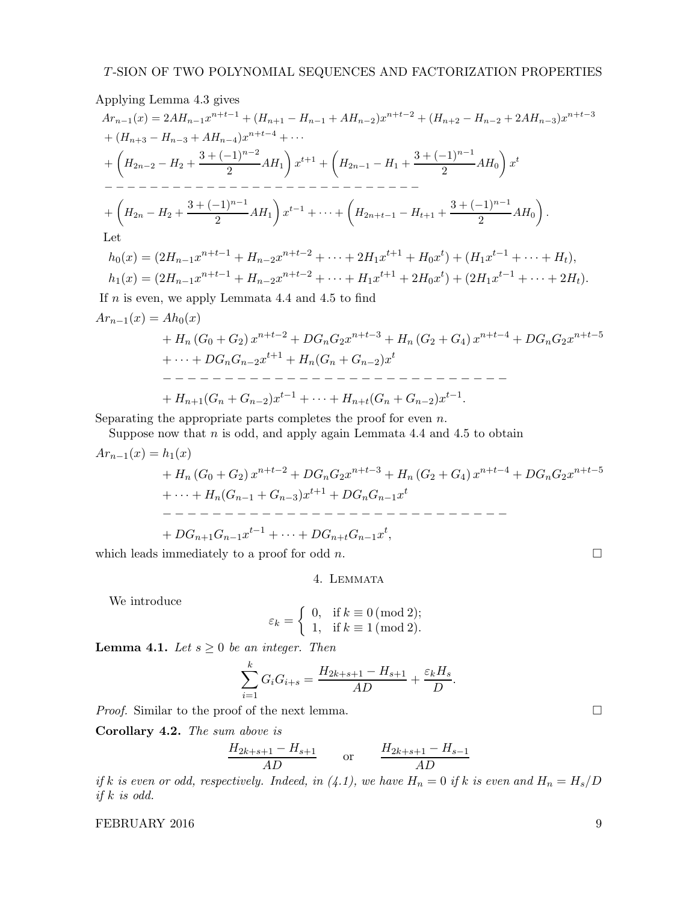Applying Lemma 4.3 gives

$$
\begin{aligned}
&Ar_{n-1}(x) = 2AH_{n-1}x^{n+t-1} + (H_{n+1} - H_{n-1} + AH_{n-2})x^{n+t-2} + (H_{n+2} - H_{n-2} + 2AH_{n-3})x^{n+t-3} \\
&+ (H_{n+3} - H_{n-3} + AH_{n-4})x^{n+t-4} + \cdots \\
&+ \left(H_{2n-2} - H_2 + \frac{3+(-1)^{n-2}}{2}AH_1\right)x^{t+1} + \left(H_{2n-1} - H_1 + \frac{3+(-1)^{n-1}}{2}AH_0\right)x^t \\
&- - - - - - - - - - - - - - - - - - - - - - - - - - - \\
&+ \left(H_{2n} - H_2 + \frac{3+(-1)^{n-1}}{2}AH_1\right)x^{t-1} + \cdots + \left(H_{2n+t-1} - H_{t+1} + \frac{3+(-1)^{n-1}}{2}AH_0\right).
\end{aligned}
$$

Let

$$
\begin{aligned}
h_0(x) &= (2H_{n-1}x^{n+t-1} + H_{n-2}x^{n+t-2} + \cdots + 2H_1x^{t+1} + H_0x^t) + (H_1x^{t-1} + \cdots + H_t), \\
h_1(x) &= (2H_{n-1}x^{n+t-1} + H_{n-2}x^{n+t-2} + \cdots + H_1x^{t+1} + 2H_0x^t) + (2H_1x^{t-1} + \cdots + 2H_t).
\end{aligned}
$$

If $n$ is even, we apply Lemmata 4.4 and 4.5 to find

$$
\begin{aligned}
Ar_{n-1}(x) = {} & Ah_0(x) \\
&+ H_n(G_0 + G_2)x^{n+t-2} + DG_nG_2x^{n+t-3} + H_n(G_2 + G_4)x^{n+t-4} + DG_nG_2x^{n+t-5} \\
&+ \cdots + DG_nG_{n-2}x^{t+1} + H_n(G_n + G_{n-2})x^t \\
&- - - - - - - - - - - - - - - - - - - - - - - - - - - - - \\
&+ H_{n+1}(G_n + G_{n-2})x^{t-1} + \cdots + H_{n+t}(G_n + G_{n-2})x^{t-1}.
\end{aligned}
$$

Separating the appropriate parts completes the proof for even $n$.

Suppose now that $n$ is odd, and apply again Lemmata 4.4 and 4.5 to obtain

$$
\begin{aligned}
Ar_{n-1}(x) = {} & h_1(x) \\
&+ H_n(G_0 + G_2)x^{n+t-2} + DG_nG_2x^{n+t-3} + H_n(G_2 + G_4)x^{n+t-4} + DG_nG_2x^{n+t-5} \\
&+ \cdots + H_n(G_{n-1} + G_{n-3})x^{t+1} + DG_nG_{n-1}x^t \\
&- - - - - - - - - - - - - - - - - - - - - - - - - - - - - \\
&+ DG_{n+1}G_{n-1}x^{t-1} + \cdots + DG_{n+t}G_{n-1}x^t,
\end{aligned}
$$

which leads immediately to a proof for odd $n$. □

## 4. Lemmata

We introduce

$$
\varepsilon_k = \begin{cases} 0, & \text{if } k \equiv 0 \pmod 2; \\ 1, & \text{if } k \equiv 1 \pmod 2. \end{cases}
$$

**Lemma 4.1.** *Let $s \geq 0$ be an integer. Then*

$$
\sum_{i=1}^{k} G_iG_{i+s} = \frac{H_{2k+s+1} - H_{s+1}}{AD} + \frac{\varepsilon_k H_s}{D}.
$$

*Proof.* Similar to the proof of the next lemma. □

**Corollary 4.2.** *The sum above is*

$$
\frac{H_{2k+s+1} - H_{s+1}}{AD} \qquad \text{or} \qquad \frac{H_{2k+s+1} - H_{s-1}}{AD}
$$

*if $k$ is even or odd, respectively. Indeed, in (4.1), we have $H_n = 0$ if $k$ is even and $H_n = H_s/D$ if $k$ is odd.*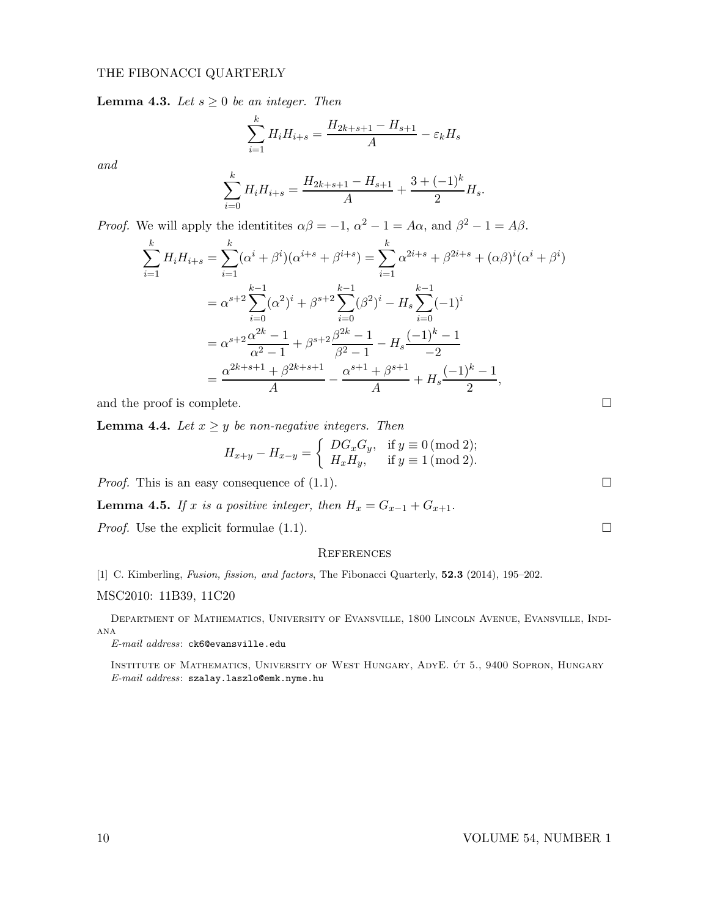**Lemma 4.3.** *Let $s \geq 0$ be an integer. Then*

$$\sum_{i=1}^{k} H_i H_{i+s} = \frac{H_{2k+s+1} - H_{s+1}}{A} - \varepsilon_k H_s$$

*and*

$$\sum_{i=0}^{k} H_i H_{i+s} = \frac{H_{2k+s+1} - H_{s+1}}{A} + \frac{3 + (-1)^k}{2} H_s.$$

*Proof.* We will apply the identitites $\alpha\beta = -1$, $\alpha^2 - 1 = A\alpha$, and $\beta^2 - 1 = A\beta$.

$$\begin{aligned}
\sum_{i=1}^{k} H_i H_{i+s} &= \sum_{i=1}^{k} (\alpha^i + \beta^i)(\alpha^{i+s} + \beta^{i+s}) = \sum_{i=1}^{k} \alpha^{2i+s} + \beta^{2i+s} + (\alpha\beta)^i(\alpha^i + \beta^i) \\
&= \alpha^{s+2} \sum_{i=0}^{k-1} (\alpha^2)^i + \beta^{s+2} \sum_{i=0}^{k-1} (\beta^2)^i - H_s \sum_{i=0}^{k-1} (-1)^i \\
&= \alpha^{s+2} \frac{\alpha^{2k} - 1}{\alpha^2 - 1} + \beta^{s+2} \frac{\beta^{2k} - 1}{\beta^2 - 1} - H_s \frac{(-1)^k - 1}{-2} \\
&= \frac{\alpha^{2k+s+1} + \beta^{2k+s+1}}{A} - \frac{\alpha^{s+1} + \beta^{s+1}}{A} + H_s \frac{(-1)^k - 1}{2},
\end{aligned}$$

and the proof is complete. □

**Lemma 4.4.** *Let $x \geq y$ be non-negative integers. Then*

$$H_{x+y} - H_{x-y} = \begin{cases} DG_x G_y, & \text{if } y \equiv 0 \pmod 2; \\ H_x H_y, & \text{if } y \equiv 1 \pmod 2. \end{cases}$$

*Proof.* This is an easy consequence of (1.1). □

**Lemma 4.5.** *If $x$ is a positive integer, then $H_x = G_{x-1} + G_{x+1}$.*

*Proof.* Use the explicit formulae (1.1). □

## References

[1] C. Kimberling, *Fusion, fission, and factors*, The Fibonacci Quarterly, **52.3** (2014), 195–202.

MSC2010: 11B39, 11C20

Department of Mathematics, University of Evansville, 1800 Lincoln Avenue, Evansville, Indiana

*E-mail address*: ck6@evansville.edu

Institute of Mathematics, University of West Hungary, AdyE. út 5., 9400 Sopron, Hungary

*E-mail address*: szalay.laszlo@emk.nyme.hu